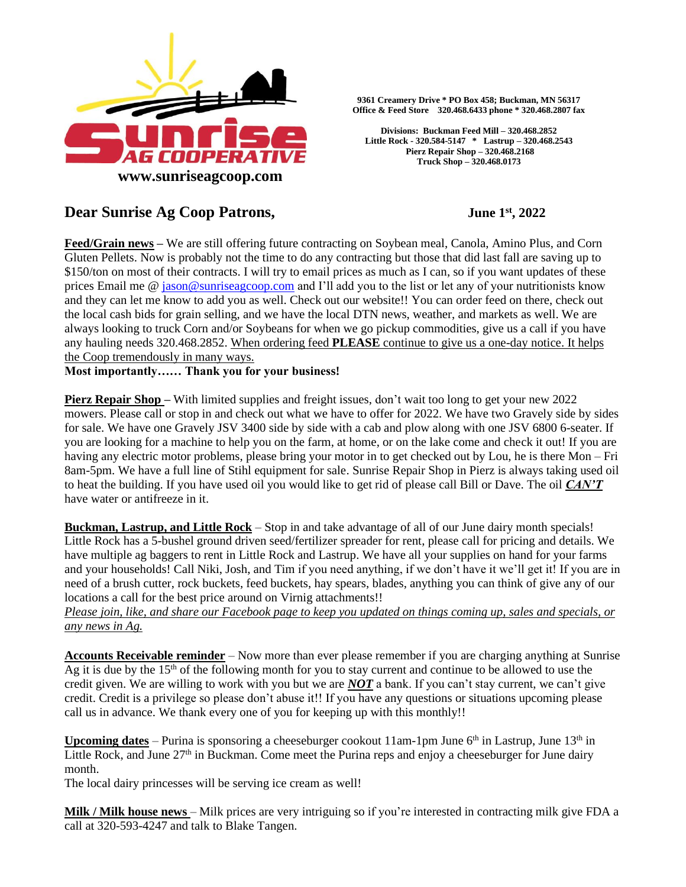Sunrise AG COOPERATIVE

www.sunriseagcoop.com

**9361 Creamery Drive * PO Box 458; Buckman, MN 56317**
**Office & Feed Store 320.468.6433 phone * 320.468.2807 fax**

**Divisions: Buckman Feed Mill – 320.468.2852**
**Little Rock - 320.584-5147 * Lastrup – 320.468.2543**
**Pierz Repair Shop – 320.468.2168**
**Truck Shop – 320.468.0173**

## Dear Sunrise Ag Coop Patrons,

**June 1st, 2022**

**Feed/Grain news –** We are still offering future contracting on Soybean meal, Canola, Amino Plus, and Corn Gluten Pellets. Now is probably not the time to do any contracting but those that did last fall are saving up to $150/ton on most of their contracts. I will try to email prices as much as I can, so if you want updates of these prices Email me @ jason@sunriseagcoop.com and I'll add you to the list or let any of your nutritionists know and they can let me know to add you as well. Check out our website!! You can order feed on there, check out the local cash bids for grain selling, and we have the local DTN news, weather, and markets as well. We are always looking to truck Corn and/or Soybeans for when we go pickup commodities, give us a call if you have any hauling needs 320.468.2852. When ordering feed **PLEASE** continue to give us a one-day notice. It helps the Coop tremendously in many ways.

**Most importantly…… Thank you for your business!**

**Pierz Repair Shop –** With limited supplies and freight issues, don't wait too long to get your new 2022 mowers. Please call or stop in and check out what we have to offer for 2022. We have two Gravely side by sides for sale. We have one Gravely JSV 3400 side by side with a cab and plow along with one JSV 6800 6-seater. If you are looking for a machine to help you on the farm, at home, or on the lake come and check it out! If you are having any electric motor problems, please bring your motor in to get checked out by Lou, he is there Mon – Fri 8am-5pm. We have a full line of Stihl equipment for sale. Sunrise Repair Shop in Pierz is always taking used oil to heat the building. If you have used oil you would like to get rid of please call Bill or Dave. The oil ***CAN'T*** have water or antifreeze in it.

**Buckman, Lastrup, and Little Rock** – Stop in and take advantage of all of our June dairy month specials! Little Rock has a 5-bushel ground driven seed/fertilizer spreader for rent, please call for pricing and details. We have multiple ag baggers to rent in Little Rock and Lastrup. We have all your supplies on hand for your farms and your households! Call Niki, Josh, and Tim if you need anything, if we don't have it we'll get it! If you are in need of a brush cutter, rock buckets, feed buckets, hay spears, blades, anything you can think of give any of our locations a call for the best price around on Virnig attachments!!

*Please join, like, and share our Facebook page to keep you updated on things coming up, sales and specials, or any news in Ag.*

**Accounts Receivable reminder** – Now more than ever please remember if you are charging anything at Sunrise Ag it is due by the 15th of the following month for you to stay current and continue to be allowed to use the credit given. We are willing to work with you but we are ***NOT*** a bank. If you can't stay current, we can't give credit. Credit is a privilege so please don't abuse it!! If you have any questions or situations upcoming please call us in advance. We thank every one of you for keeping up with this monthly!!

**Upcoming dates** – Purina is sponsoring a cheeseburger cookout 11am-1pm June 6th in Lastrup, June 13th in Little Rock, and June 27th in Buckman. Come meet the Purina reps and enjoy a cheeseburger for June dairy month.

The local dairy princesses will be serving ice cream as well!

**Milk / Milk house news** – Milk prices are very intriguing so if you're interested in contracting milk give FDA a call at 320-593-4247 and talk to Blake Tangen.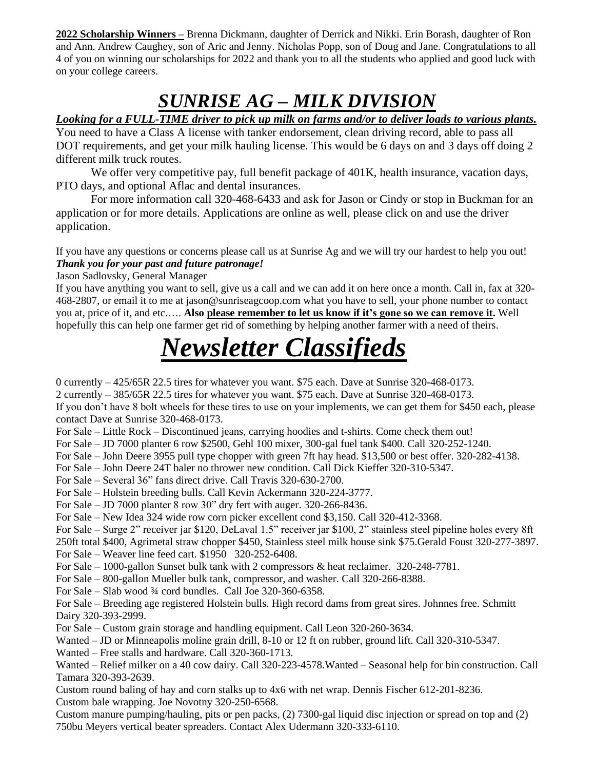**2022 Scholarship Winners –** Brenna Dickmann, daughter of Derrick and Nikki. Erin Borash, daughter of Ron and Ann. Andrew Caughey, son of Aric and Jenny. Nicholas Popp, son of Doug and Jane. Congratulations to all 4 of you on winning our scholarships for 2022 and thank you to all the students who applied and good luck with on your college careers.

# *SUNRISE AG – MILK DIVISION*

***Looking for a FULL-TIME driver to pick up milk on farms and/or to deliver loads to various plants.***

You need to have a Class A license with tanker endorsement, clean driving record, able to pass all DOT requirements, and get your milk hauling license. This would be 6 days on and 3 days off doing 2 different milk truck routes.

We offer very competitive pay, full benefit package of 401K, health insurance, vacation days, PTO days, and optional Aflac and dental insurances.

For more information call 320-468-6433 and ask for Jason or Cindy or stop in Buckman for an application or for more details. Applications are online as well, please click on and use the driver application.

If you have any questions or concerns please call us at Sunrise Ag and we will try our hardest to help you out!
***Thank you for your past and future patronage!***
Jason Sadlovsky, General Manager
If you have anything you want to sell, give us a call and we can add it on here once a month. Call in, fax at 320-468-2807, or email it to me at jason@sunriseagcoop.com what you have to sell, your phone number to contact you at, price of it, and etc.…. **Also please remember to let us know if it's gone so we can remove it.** Well hopefully this can help one farmer get rid of something by helping another farmer with a need of theirs.

# *Newsletter Classifieds*

0 currently – 425/65R 22.5 tires for whatever you want. $75 each. Dave at Sunrise 320-468-0173.
2 currently – 385/65R 22.5 tires for whatever you want. $75 each. Dave at Sunrise 320-468-0173.
If you don't have 8 bolt wheels for these tires to use on your implements, we can get them for $450 each, please contact Dave at Sunrise 320-468-0173.
For Sale – Little Rock – Discontinued jeans, carrying hoodies and t-shirts. Come check them out!
For Sale – JD 7000 planter 6 row $2500, Gehl 100 mixer, 300-gal fuel tank $400. Call 320-252-1240.
For Sale – John Deere 3955 pull type chopper with green 7ft hay head. $13,500 or best offer. 320-282-4138.
For Sale – John Deere 24T baler no thrower new condition. Call Dick Kieffer 320-310-5347.
For Sale – Several 36" fans direct drive. Call Travis 320-630-2700.
For Sale – Holstein breeding bulls. Call Kevin Ackermann 320-224-3777.
For Sale – JD 7000 planter 8 row 30" dry fert with auger. 320-266-8436.
For Sale – New Idea 324 wide row corn picker excellent cond $3,150. Call 320-412-3368.
For Sale – Surge 2" receiver jar $120, DeLaval 1.5" receiver jar $100, 2" stainless steel pipeline holes every 8ft 250ft total $400, Agrimetal straw chopper $450, Stainless steel milk house sink $75.Gerald Foust 320-277-3897.
For Sale – Weaver line feed cart. $1950 320-252-6408.
For Sale – 1000-gallon Sunset bulk tank with 2 compressors & heat reclaimer. 320-248-7781.
For Sale – 800-gallon Mueller bulk tank, compressor, and washer. Call 320-266-8388.
For Sale – Slab wood ¾ cord bundles. Call Joe 320-360-6358.
For Sale – Breeding age registered Holstein bulls. High record dams from great sires. Johnnes free. Schmitt Dairy 320-393-2999.
For Sale – Custom grain storage and handling equipment. Call Leon 320-260-3634.
Wanted – JD or Minneapolis moline grain drill, 8-10 or 12 ft on rubber, ground lift. Call 320-310-5347.
Wanted – Free stalls and hardware. Call 320-360-1713.
Wanted – Relief milker on a 40 cow dairy. Call 320-223-4578.Wanted – Seasonal help for bin construction. Call Tamara 320-393-2639.
Custom round baling of hay and corn stalks up to 4x6 with net wrap. Dennis Fischer 612-201-8236.
Custom bale wrapping. Joe Novotny 320-250-6568.
Custom manure pumping/hauling, pits or pen packs, (2) 7300-gal liquid disc injection or spread on top and (2) 750bu Meyers vertical beater spreaders. Contact Alex Udermann 320-333-6110.